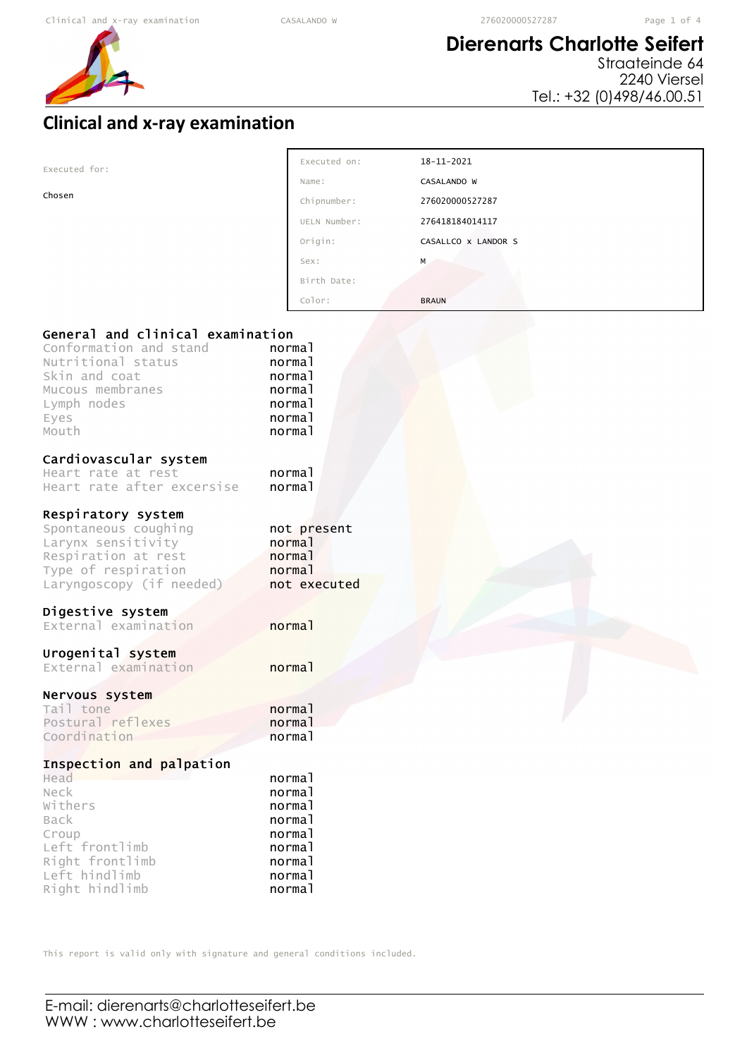# Dierenarts Charlotte Seifert

Straateinde 64
2240 Viersel
Tel.: +32 (0)498/46.00.51

## Clinical and x-ray examination

Executed for:

Chosen

| | |
|---|---|
| Executed on: | 18-11-2021 |
| Name: | CASALANDO W |
| Chipnumber: | 276020000527287 |
| UELN Number: | 276418184014117 |
| Origin: | CASALLCO x LANDOR S |
| Sex: | M |
| Birth Date: | |
| Color: | BRAUN |

### General and clinical examination

| | |
|---|---|
| Conformation and stand | normal |
| Nutritional status | normal |
| Skin and coat | normal |
| Mucous membranes | normal |
| Lymph nodes | normal |
| Eyes | normal |
| Mouth | normal |

### Cardiovascular system

| | |
|---|---|
| Heart rate at rest | normal |
| Heart rate after excersise | normal |

### Respiratory system

| | |
|---|---|
| Spontaneous coughing | not present |
| Larynx sensitivity | normal |
| Respiration at rest | normal |
| Type of respiration | normal |
| Laryngoscopy (if needed) | not executed |

### Digestive system

| | |
|---|---|
| External examination | normal |

### Urogenital system

| | |
|---|---|
| External examination | normal |

### Nervous system

| | |
|---|---|
| Tail tone | normal |
| Postural reflexes | normal |
| Coordination | normal |

### Inspection and palpation

| | |
|---|---|
| Head | normal |
| Neck | normal |
| Withers | normal |
| Back | normal |
| Croup | normal |
| Left frontlimb | normal |
| Right frontlimb | normal |
| Left hindlimb | normal |
| Right hindlimb | normal |

This report is valid only with signature and general conditions included.

E-mail: dierenarts@charlotteseifert.be
WWW : www.charlotteseifert.be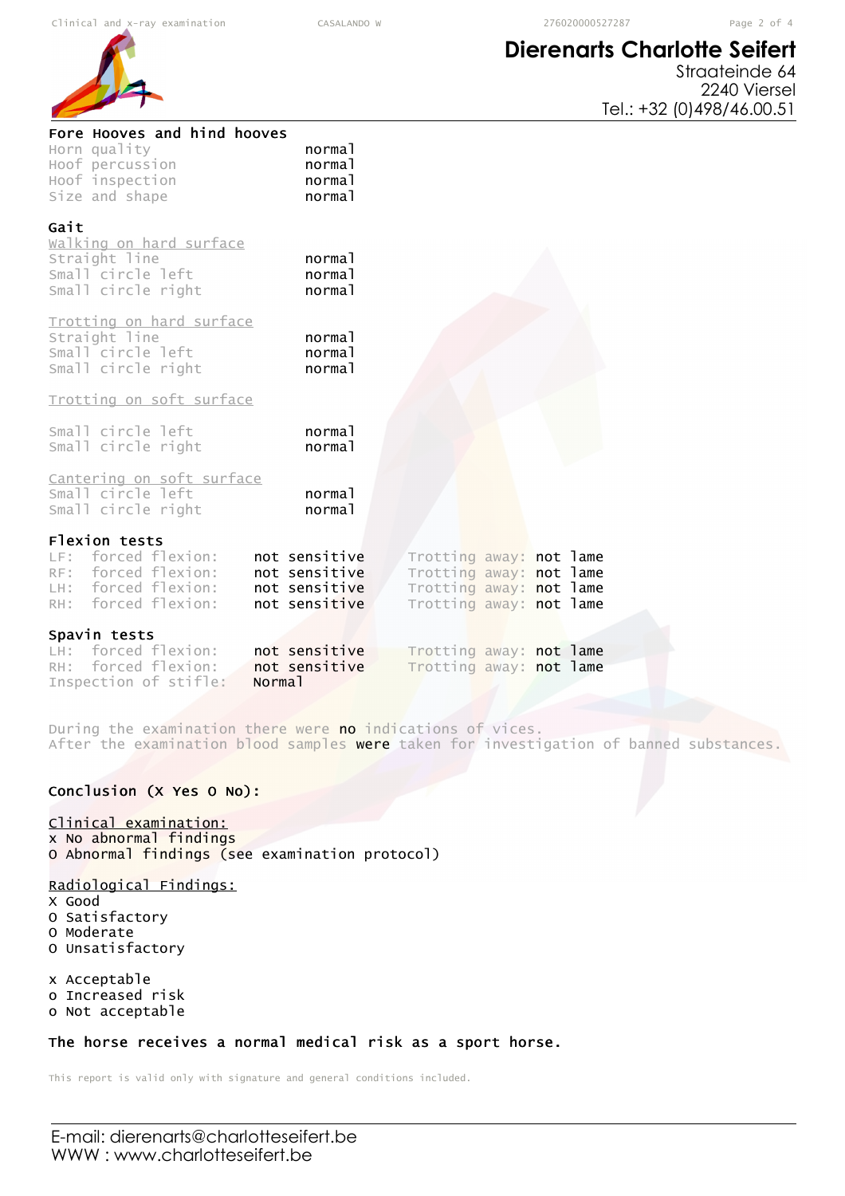## Dierenarts Charlotte Seifert

Straateinde 64
2240 Viersel
Tel.: +32 (0)498/46.00.51

### Fore Hooves and hind hooves

| | |
|---|---|
| Horn quality | normal |
| Hoof percussion | normal |
| Hoof inspection | normal |
| Size and shape | normal |

### Gait

Walking on hard surface

| | |
|---|---|
| Straight line | normal |
| Small circle left | normal |
| Small circle right | normal |

Trotting on hard surface

| | |
|---|---|
| Straight line | normal |
| Small circle left | normal |
| Small circle right | normal |

Trotting on soft surface

| | |
|---|---|
| Small circle left | normal |
| Small circle right | normal |

Cantering on soft surface

| | |
|---|---|
| Small circle left | normal |
| Small circle right | normal |

### Flexion tests

| | | |
|---|---|---|
| LF: forced flexion: | not sensitive | Trotting away: not lame |
| RF: forced flexion: | not sensitive | Trotting away: not lame |
| LH: forced flexion: | not sensitive | Trotting away: not lame |
| RH: forced flexion: | not sensitive | Trotting away: not lame |

### Spavin tests

| | | |
|---|---|---|
| LH: forced flexion: | not sensitive | Trotting away: not lame |
| RH: forced flexion: | not sensitive | Trotting away: not lame |
| Inspection of stifle: | Normal | |

During the examination there were **no** indications of vices.
After the examination blood samples **were** taken for investigation of banned substances.

### Conclusion (X Yes O No):

Clinical examination:
x No abnormal findings
O Abnormal findings (see examination protocol)

Radiological Findings:
X Good
O Satisfactory
O Moderate
O Unsatisfactory

x Acceptable
o Increased risk
o Not acceptable

**The horse receives a normal medical risk as a sport horse.**

This report is valid only with signature and general conditions included.

E-mail: dierenarts@charlotteseifert.be
WWW : www.charlotteseifert.be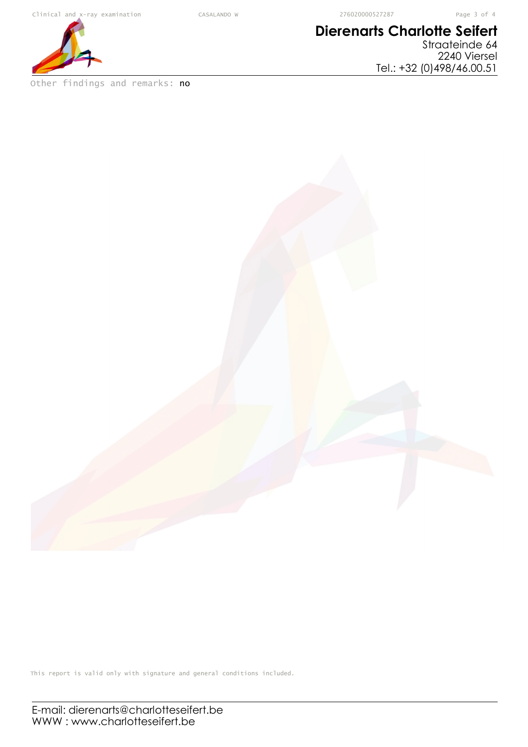Other findings and remarks: **no**

This report is valid only with signature and general conditions included.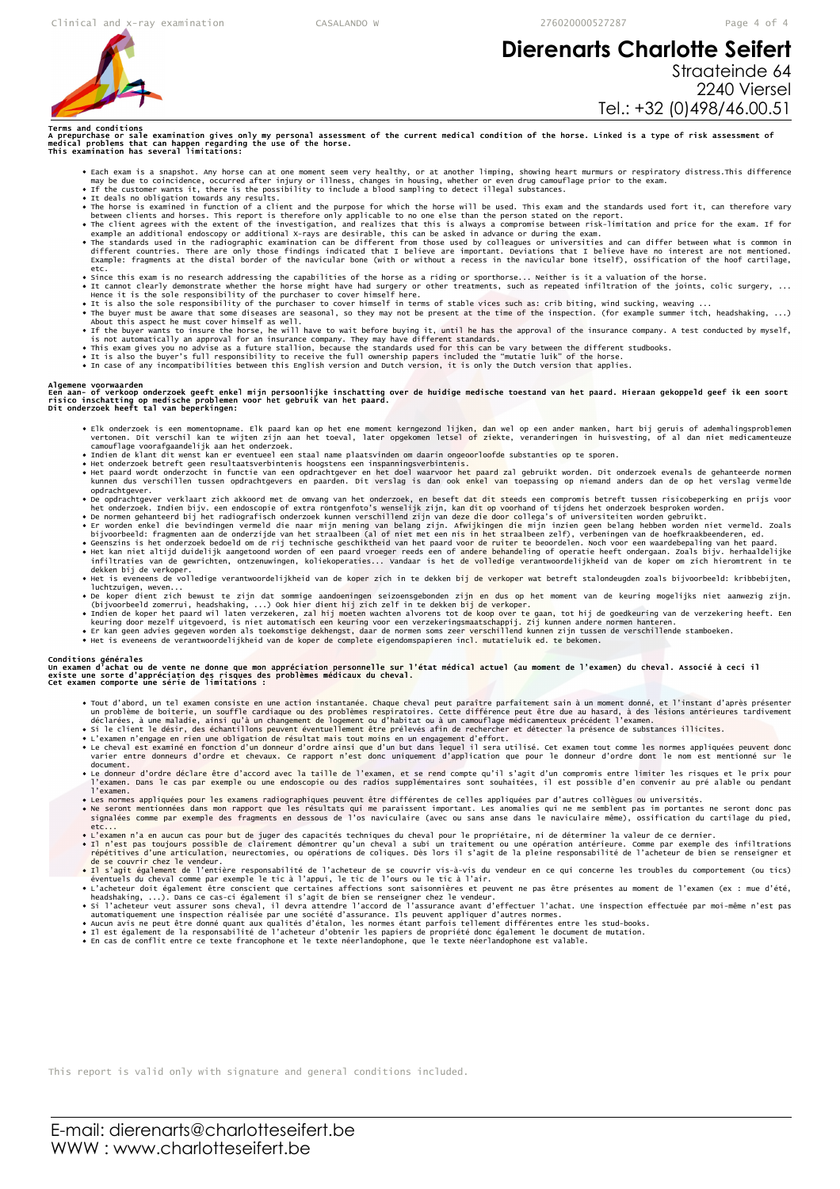# Dierenarts Charlotte Seifert

Straateinde 64
2240 Viersel
Tel.: +32 (0)498/46.00.51

**Terms and conditions**
**A prepurchase or sale examination gives only my personal assessment of the current medical condition of the horse. Linked is a type of risk assessment of medical problems that can happen regarding the use of the horse.**
**This examination has several limitations:**

- Each exam is a snapshot. Any horse can at one moment seem very healthy, or at another limping, showing heart murmurs or respiratory distress.This difference may be due to coincidence, occurred after injury or illness, changes in housing, whether or even drug camouflage prior to the exam.
- If the customer wants it, there is the possibility to include a blood sampling to detect illegal substances.
- It deals no obligation towards any results.
- The horse is examined in function of a client and the purpose for which the horse will be used. This exam and the standards used fort it, can therefore vary between clients and horses. This report is therefore only applicable to no one else than the person stated on the report.
- The client agrees with the extent of the investigation, and realizes that this is always a compromise between risk-limitation and price for the exam. If for example an additional endoscopy or additional X-rays are desirable, this can be asked in advance or during the exam.
- The standards used in the radiographic examination can be different from those used by colleagues or universities and can differ between what is common in different countries. There are only those findings indicated that I believe are important. Deviations that I believe have no interest are not mentioned. Example: fragments at the distal border of the navicular bone (with or without a recess in the navicular bone itself), ossification of the hoof cartilage, etc.
- Since this exam is no research addressing the capabilities of the horse as a riding or sporthorse... Neither is it a valuation of the horse.
- It cannot clearly demonstrate whether the horse might have had surgery or other treatments, such as repeated infiltration of the joints, colic surgery, ... Hence it is the sole responsibility of the purchaser to cover himself here.
- It is also the sole responsibility of the purchaser to cover himself in terms of stable vices such as: crib biting, wind sucking, weaving ...
- The buyer must be aware that some diseases are seasonal, so they may not be present at the time of the inspection. (for example summer itch, headshaking, ...) About this aspect he must cover himself as well.
- If the buyer wants to insure the horse, he will have to wait before buying it, until he has the approval of the insurance company. A test conducted by myself, is not automatically an approval for an insurance company. They may have different standards.
- This exam gives you no advise as a future stallion, because the standards used for this can be vary between the different studbooks.
- It is also the buyer's full responsibility to receive the full ownership papers included the "mutatie luik" of the horse.
- In case of any incompatibilities between this English version and Dutch version, it is only the Dutch version that applies.

**Algemene voorwaarden**
**Een aan- of verkoop onderzoek geeft enkel mijn persoonlijke inschatting over de huidige medische toestand van het paard. Hieraan gekoppeld geef ik een soort risico inschatting op medische problemen voor het gebruik van het paard.**
**Dit onderzoek heeft tal van beperkingen:**

- Elk onderzoek is een momentopname. Elk paard kan op het ene moment kerngezond lijken, dan wel op een ander manken, hart bij geruis of ademhalingsproblemen vertonen. Dit verschil kan te wijten zijn aan het toeval, later opgekomen letsel of ziekte, veranderingen in huisvesting, of al dan niet medicamenteuze camouflage voorafgaandelijk aan het onderzoek.
- Indien de klant dit wenst kan er eventueel een staal name plaatsvinden om daarin ongeoorloofde substanties op te sporen.
- Het onderzoek betreft geen resultaatsverbintenis hoogstens een inspanningsverbintenis.
- Het paard wordt onderzocht in functie van een opdrachtgever en het doel waarvoor het paard zal gebruikt worden. Dit onderzoek evenals de gehanteerde normen kunnen dus verschillen tussen opdrachtgevers en paarden. Dit verslag is dan ook enkel van toepassing op niemand anders dan de op het verslag vermelde opdrachtgever.
- De opdrachtgever verklaart zich akkoord met de omvang van het onderzoek, en beseft dat dit steeds een compromis betreft tussen risicobeperking en prijs voor het onderzoek. Indien bijv. een endoscopie of extra röntgenfoto's wenselijk zijn, kan dit op voorhand of tijdens het onderzoek besproken worden.
- De normen gehanteerd bij het radiografisch onderzoek kunnen verschillend zijn van deze die door collega's of universiteiten worden gebruikt.
- Er worden enkel die bevindingen vermeld die naar mijn mening van belang zijn. Afwijkingen die mijn inzien geen belang hebben worden niet vermeld. Zoals bijvoorbeeld: fragmenten aan de onderzijde van het straalbeen (al of niet met een nis in het straalbeen zelf), verbeningen van de hoefkraakbeenderen, ed.
- Geenszins is het onderzoek bedoeld om de rij technische geschiktheid van het paard voor de ruiter te beoordelen. Noch voor een waardebepaling van het paard.
- Het kan niet altijd duidelijk aangetoond worden of een paard vroeger reeds een of andere behandeling of operatie heeft ondergaan. Zoals bijv. herhaaldelijke infiltraties van de gewrichten, ontzenuwingen, koliekoperaties... Vandaar is het de volledige verantwoordelijkheid van de koper om zich hieromtrent in te dekken bij de verkoper.
- Het is eveneens de volledige verantwoordelijkheid van de koper zich in te dekken bij de verkoper wat betreft stalondeugden zoals bijvoorbeeld: kribbebijten, luchtzuigen, weven...
- De koper dient zich bewust te zijn dat sommige aandoeningen seizoensgebonden zijn en dus op het moment van de keuring mogelijks niet aanwezig zijn. (bijvoorbeeld zomerrui, headshaking, ...) Ook hier dient hij zich zelf in te dekken bij de verkoper.
- Indien de koper het paard wil laten verzekeren, zal hij moeten wachten alvorens tot de koop over te gaan, tot hij de goedkeuring van de verzekering heeft. Een keuring door mezelf uitgevoerd, is niet automatisch een keuring voor een verzekeringsmaatschappij. Zij kunnen andere normen hanteren.
- Er kan geen advies gegeven worden als toekomstige dekhengst, daar de normen soms zeer verschillend kunnen zijn tussen de verschillende stamboeken.
- Het is eveneens de verantwoordelijkheid van de koper de complete eigendomspapieren incl. mutatieluik ed. te bekomen.

**Conditions générales**
**Un examen d'achat ou de vente ne donne que mon appréciation personnelle sur l'état médical actuel (au moment de l'examen) du cheval. Associé à ceci il existe une sorte d'appréciation des risques des problèmes médicaux du cheval.**
**Cet examen comporte une série de limitations :**

- Tout d'abord, un tel examen consiste en une action instantanée. Chaque cheval peut paraître parfaitement sain à un moment donné, et l'instant d'après présenter un problème de boiterie, un souffle cardiaque ou des problèmes respiratoires. Cette différence peut être due au hasard, à des lésions antérieures tardivement déclarées, à une maladie, ainsi qu'à un changement de logement ou d'habitat ou à un camouflage médicamenteux précédent l'examen.
- Si le client le désir, des échantillons peuvent éventuellement être prélevés afin de rechercher et détecter la présence de substances illicites.
- L'examen n'engage en rien une obligation de résultat mais tout moins en un engagement d'effort.
- Le cheval est examiné en fonction d'un donneur d'ordre ainsi que d'un but dans lequel il sera utilisé. Cet examen tout comme les normes appliquées peuvent donc varier entre donneurs d'ordre et chevaux. Ce rapport n'est donc uniquement d'application que pour le donneur d'ordre dont le nom est mentionné sur le document.
- Le donneur d'ordre déclare être d'accord avec la taille de l'examen, et se rend compte qu'il s'agit d'un compromis entre limiter les risques et le prix pour l'examen. Dans le cas par exemple ou une endoscopie ou des radios supplémentaires sont souhaitées, il est possible d'en convenir au pré alable ou pendant l'examen.
- Les normes appliquées pour les examens radiographiques peuvent être différentes de celles appliquées par d'autres collègues ou universités.
- Ne seront mentionnées dans mon rapport que les résultats qui me paraissent important. Les anomalies qui ne me semblent pas im portantes ne seront donc pas signalées comme par exemple des fragments en dessous de l'os naviculaire (avec ou sans anse dans le naviculaire même), ossification du cartilage du pied, etc...
- L'examen n'a en aucun cas pour but de juger des capacités techniques du cheval pour le propriétaire, ni de déterminer la valeur de ce dernier.
- Il n'est pas toujours possible de clairement démontrer qu'un cheval a subi un traitement ou une opération antérieure. Comme par exemple des infiltrations répétitives d'une articulation, neurectomies, ou opérations de coliques. Dès lors il s'agit de la pleine responsabilité de l'acheteur de bien se renseigner et de se couvrir chez le vendeur.
- Il s'agit également de l'entière responsabilité de l'acheteur de se couvrir vis-à-vis du vendeur en ce qui concerne les troubles du comportement (ou tics) éventuels du cheval comme par exemple le tic à l'appui, le tic de l'ours ou le tic à l'air.
- L'acheteur doit également être conscient que certaines affections sont saisonnières et peuvent ne pas être présentes au moment de l'examen (ex : mue d'été, headshaking, ...). Dans ce cas-ci également il s'agit de bien se renseigner chez le vendeur.
- Si l'acheteur veut assurer son cheval, il devra attendre l'accord de l'assurance avant d'effectuer l'achat. Une inspection effectuée par moi-même n'est pas automatiquement une inspection réalisée par une société d'assurance. Ils peuvent appliquer d'autres normes.
- Aucun avis ne peut être donné quant aux qualités d'étalon, les normes étant parfois tellement différentes entre les stud-books.
- Il est également de la responsabilité de l'acheteur d'obtenir les papiers de propriété donc également le document de mutation.
- En cas de conflit entre ce texte francophone et le texte néerlandophone, que le texte néerlandophone est valable.

This report is valid only with signature and general conditions included.

E-mail: dierenarts@charlotteseifert.be
WWW : www.charlotteseifert.be